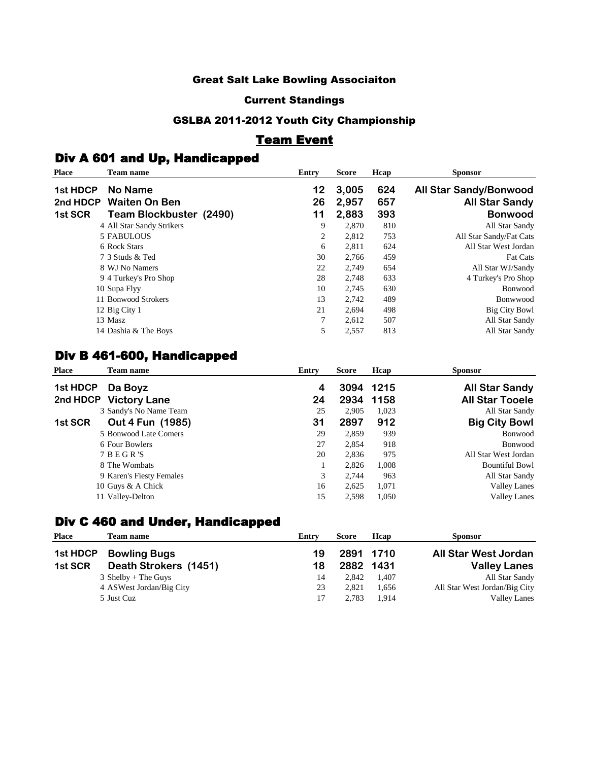# Great Salt Lake Bowling Associaiton

## Current Standings

## GSLBA 2011-2012 Youth City Championship

## Team Event

### Div A 601 and Up, Handicapped

| Place | Team name | Entry | Score | Hcap | Sponsor |
|---|---|---|---|---|---|
| **1st HDCP** | **No Name** | **12** | **3,005** | **624** | **All Star Sandy/Bonwood** |
| **2nd HDCP** | **Waiten On Ben** | **26** | **2,957** | **657** | **All Star Sandy** |
| **1st SCR** | **Team Blockbuster (2490)** | **11** | **2,883** | **393** | **Bonwood** |
| 4 | All Star Sandy Strikers | 9 | 2,870 | 810 | All Star Sandy |
| 5 | FABULOUS | 2 | 2,812 | 753 | All Star Sandy/Fat Cats |
| 6 | Rock Stars | 6 | 2,811 | 624 | All Star West Jordan |
| 7 | 3 Studs & Ted | 30 | 2,766 | 459 | Fat Cats |
| 8 | WJ No Namers | 22 | 2,749 | 654 | All Star WJ/Sandy |
| 9 | 4 Turkey's Pro Shop | 28 | 2,748 | 633 | 4 Turkey's Pro Shop |
| 10 | Supa Flyy | 10 | 2,745 | 630 | Bonwood |
| 11 | Bonwood Strokers | 13 | 2,742 | 489 | Bonwwood |
| 12 | Big City 1 | 21 | 2,694 | 498 | Big City Bowl |
| 13 | Masz | 7 | 2,612 | 507 | All Star Sandy |
| 14 | Dashia & The Boys | 5 | 2,557 | 813 | All Star Sandy |

### Div B 461-600, Handicapped

| Place | Team name | Entry | Score | Hcap | Sponsor |
|---|---|---|---|---|---|
| **1st HDCP** | **Da Boyz** | **4** | **3094** | **1215** | **All Star Sandy** |
| **2nd HDCP** | **Victory Lane** | **24** | **2934** | **1158** | **All Star Tooele** |
| 3 | Sandy's No Name Team | 25 | 2,905 | 1,023 | All Star Sandy |
| **1st SCR** | **Out 4 Fun (1985)** | **31** | **2897** | **912** | **Big City Bowl** |
| 5 | Bonwood Late Comers | 29 | 2,859 | 939 | Bonwood |
| 6 | Four Bowlers | 27 | 2,854 | 918 | Bonwood |
| 7 | B E G R 'S | 20 | 2,836 | 975 | All Star West Jordan |
| 8 | The Wombats | 1 | 2,826 | 1,008 | Bountiful Bowl |
| 9 | Karen's Fiesty Females | 3 | 2,744 | 963 | All Star Sandy |
| 10 | Guys & A Chick | 16 | 2,625 | 1,071 | Valley Lanes |
| 11 | Valley-Delton | 15 | 2,598 | 1,050 | Valley Lanes |

### Div C 460 and Under, Handicapped

| Place | Team name | Entry | Score | Hcap | Sponsor |
|---|---|---|---|---|---|
| **1st HDCP** | **Bowling Bugs** | **19** | **2891** | **1710** | **All Star West Jordan** |
| **1st SCR** | **Death Strokers (1451)** | **18** | **2882** | **1431** | **Valley Lanes** |
| 3 | Shelby + The Guys | 14 | 2,842 | 1,407 | All Star Sandy |
| 4 | ASWest Jordan/Big City | 23 | 2,821 | 1,656 | All Star West Jordan/Big City |
| 5 | Just Cuz | 17 | 2,783 | 1,914 | Valley Lanes |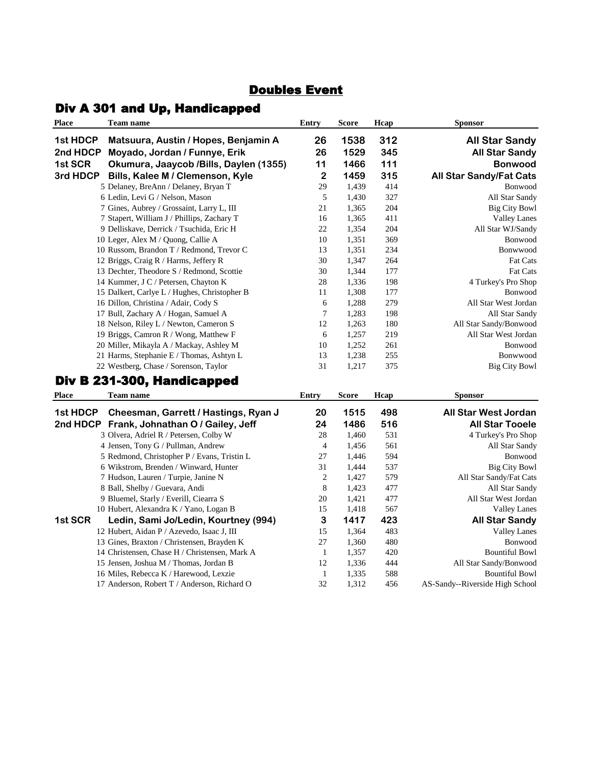# Doubles Event

## Div A 301 and Up, Handicapped

| Place | Team name | Entry | Score | Hcap | Sponsor |
|---|---|---|---|---|---|
| **1st HDCP** | **Matsuura, Austin / Hopes, Benjamin A** | **26** | **1538** | **312** | **All Star Sandy** |
| **2nd HDCP** | **Moyado, Jordan / Funnye, Erik** | **26** | **1529** | **345** | **All Star Sandy** |
| **1st SCR** | **Okumura, Jaaycob /Bills, Daylen (1355)** | **11** | **1466** | **111** | **Bonwood** |
| **3rd HDCP** | **Bills, Kalee M / Clemenson, Kyle** | **2** | **1459** | **315** | **All Star Sandy/Fat Cats** |
| 5 | Delaney, BreAnn / Delaney, Bryan T | 29 | 1,439 | 414 | Bonwood |
| 6 | Ledin, Levi G / Nelson, Mason | 5 | 1,430 | 327 | All Star Sandy |
| 7 | Gines, Aubrey / Grossaint, Larry L, III | 21 | 1,365 | 204 | Big City Bowl |
| 7 | Stapert, William J / Phillips, Zachary T | 16 | 1,365 | 411 | Valley Lanes |
| 9 | Delliskave, Derrick / Tsuchida, Eric H | 22 | 1,354 | 204 | All Star WJ/Sandy |
| 10 | Leger, Alex M / Quong, Callie A | 10 | 1,351 | 369 | Bonwood |
| 10 | Russom, Brandon T / Redmond, Trevor C | 13 | 1,351 | 234 | Bonwwood |
| 12 | Briggs, Craig R / Harms, Jeffery R | 30 | 1,347 | 264 | Fat Cats |
| 13 | Dechter, Theodore S / Redmond, Scottie | 30 | 1,344 | 177 | Fat Cats |
| 14 | Kummer, J C / Petersen, Chayton K | 28 | 1,336 | 198 | 4 Turkey's Pro Shop |
| 15 | Dalkert, Carlye L / Hughes, Christopher B | 11 | 1,308 | 177 | Bonwood |
| 16 | Dillon, Christina / Adair, Cody S | 6 | 1,288 | 279 | All Star West Jordan |
| 17 | Bull, Zachary A / Hogan, Samuel A | 7 | 1,283 | 198 | All Star Sandy |
| 18 | Nelson, Riley L / Newton, Cameron S | 12 | 1,263 | 180 | All Star Sandy/Bonwood |
| 19 | Briggs, Camron R / Wong, Matthew F | 6 | 1,257 | 219 | All Star West Jordan |
| 20 | Miller, Mikayla A / Mackay, Ashley M | 10 | 1,252 | 261 | Bonwood |
| 21 | Harms, Stephanie E / Thomas, Ashtyn L | 13 | 1,238 | 255 | Bonwwood |
| 22 | Westberg, Chase / Sorenson, Taylor | 31 | 1,217 | 375 | Big City Bowl |

## Div B 231-300, Handicapped

| Place | Team name | Entry | Score | Hcap | Sponsor |
|---|---|---|---|---|---|
| **1st HDCP** | **Cheesman, Garrett / Hastings, Ryan J** | **20** | **1515** | **498** | **All Star West Jordan** |
| **2nd HDCP** | **Frank, Johnathan O / Gailey, Jeff** | **24** | **1486** | **516** | **All Star Tooele** |
| 3 | Olvera, Adriel R / Petersen, Colby W | 28 | 1,460 | 531 | 4 Turkey's Pro Shop |
| 4 | Jensen, Tony G / Pullman, Andrew | 4 | 1,456 | 561 | All Star Sandy |
| 5 | Redmond, Christopher P / Evans, Tristin L | 27 | 1,446 | 594 | Bonwood |
| 6 | Wikstrom, Brenden / Winward, Hunter | 31 | 1,444 | 537 | Big City Bowl |
| 7 | Hudson, Lauren / Turpie, Janine N | 2 | 1,427 | 579 | All Star Sandy/Fat Cats |
| 8 | Ball, Shelby / Guevara, Andi | 8 | 1,423 | 477 | All Star Sandy |
| 9 | Bluemel, Starly / Everill, Ciearra S | 20 | 1,421 | 477 | All Star West Jordan |
| 10 | Hubert, Alexandra K / Yano, Logan B | 15 | 1,418 | 567 | Valley Lanes |
| **1st SCR** | **Ledin, Sami Jo/Ledin, Kourtney (994)** | **3** | **1417** | **423** | **All Star Sandy** |
| 12 | Hubert, Aidan P / Azevedo, Isaac J, III | 15 | 1,364 | 483 | Valley Lanes |
| 13 | Gines, Braxton / Christensen, Brayden K | 27 | 1,360 | 480 | Bonwood |
| 14 | Christensen, Chase H / Christensen, Mark A | 1 | 1,357 | 420 | Bountiful Bowl |
| 15 | Jensen, Joshua M / Thomas, Jordan B | 12 | 1,336 | 444 | All Star Sandy/Bonwood |
| 16 | Miles, Rebecca K / Harewood, Lexzie | 1 | 1,335 | 588 | Bountiful Bowl |
| 17 | Anderson, Robert T / Anderson, Richard O | 32 | 1,312 | 456 | AS-Sandy--Riverside High School |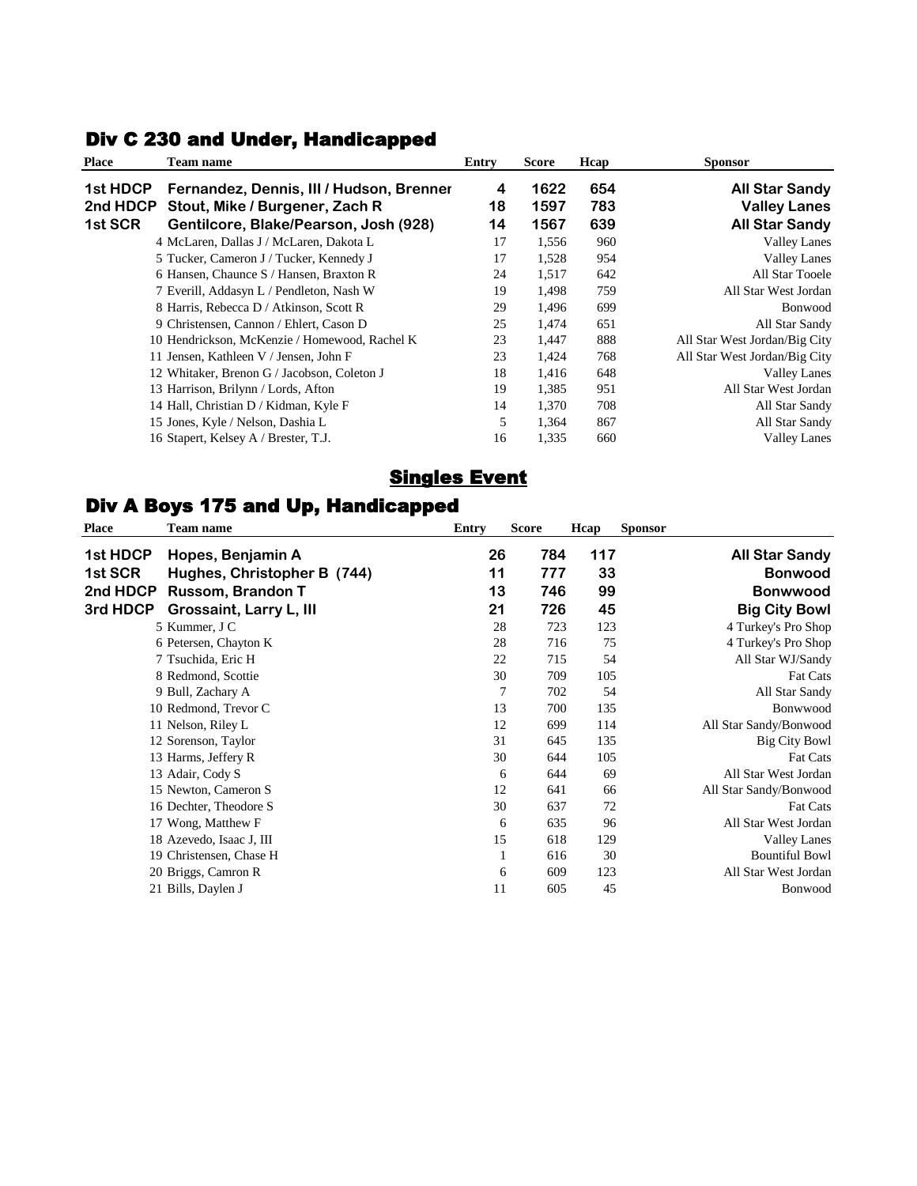## Div C 230 and Under, Handicapped

| Place | Team name | Entry | Score | Hcap | Sponsor |
|---|---|---|---|---|---|
| **1st HDCP** | **Fernandez, Dennis, III / Hudson, Brenner** | **4** | **1622** | **654** | **All Star Sandy** |
| **2nd HDCP** | **Stout, Mike / Burgener, Zach R** | **18** | **1597** | **783** | **Valley Lanes** |
| **1st SCR** | **Gentilcore, Blake/Pearson, Josh (928)** | **14** | **1567** | **639** | **All Star Sandy** |
| 4 | McLaren, Dallas J / McLaren, Dakota L | 17 | 1,556 | 960 | Valley Lanes |
| 5 | Tucker, Cameron J / Tucker, Kennedy J | 17 | 1,528 | 954 | Valley Lanes |
| 6 | Hansen, Chaunce S / Hansen, Braxton R | 24 | 1,517 | 642 | All Star Tooele |
| 7 | Everill, Addasyn L / Pendleton, Nash W | 19 | 1,498 | 759 | All Star West Jordan |
| 8 | Harris, Rebecca D / Atkinson, Scott R | 29 | 1,496 | 699 | Bonwood |
| 9 | Christensen, Cannon / Ehlert, Cason D | 25 | 1,474 | 651 | All Star Sandy |
| 10 | Hendrickson, McKenzie / Homewood, Rachel K | 23 | 1,447 | 888 | All Star West Jordan/Big City |
| 11 | Jensen, Kathleen V / Jensen, John F | 23 | 1,424 | 768 | All Star West Jordan/Big City |
| 12 | Whitaker, Brenon G / Jacobson, Coleton J | 18 | 1,416 | 648 | Valley Lanes |
| 13 | Harrison, Brilynn / Lords, Afton | 19 | 1,385 | 951 | All Star West Jordan |
| 14 | Hall, Christian D / Kidman, Kyle F | 14 | 1,370 | 708 | All Star Sandy |
| 15 | Jones, Kyle / Nelson, Dashia L | 5 | 1,364 | 867 | All Star Sandy |
| 16 | Stapert, Kelsey A / Brester, T.J. | 16 | 1,335 | 660 | Valley Lanes |

# Singles Event

## Div A Boys 175 and Up, Handicapped

| Place | Team name | Entry | Score | Hcap | Sponsor |
|---|---|---|---|---|---|
| **1st HDCP** | **Hopes, Benjamin A** | **26** | **784** | **117** | **All Star Sandy** |
| **1st SCR** | **Hughes, Christopher B (744)** | **11** | **777** | **33** | **Bonwood** |
| **2nd HDCP** | **Russom, Brandon T** | **13** | **746** | **99** | **Bonwwood** |
| **3rd HDCP** | **Grossaint, Larry L, III** | **21** | **726** | **45** | **Big City Bowl** |
| 5 | Kummer, J C | 28 | 723 | 123 | 4 Turkey's Pro Shop |
| 6 | Petersen, Chayton K | 28 | 716 | 75 | 4 Turkey's Pro Shop |
| 7 | Tsuchida, Eric H | 22 | 715 | 54 | All Star WJ/Sandy |
| 8 | Redmond, Scottie | 30 | 709 | 105 | Fat Cats |
| 9 | Bull, Zachary A | 7 | 702 | 54 | All Star Sandy |
| 10 | Redmond, Trevor C | 13 | 700 | 135 | Bonwwood |
| 11 | Nelson, Riley L | 12 | 699 | 114 | All Star Sandy/Bonwood |
| 12 | Sorenson, Taylor | 31 | 645 | 135 | Big City Bowl |
| 13 | Harms, Jeffery R | 30 | 644 | 105 | Fat Cats |
| 13 | Adair, Cody S | 6 | 644 | 69 | All Star West Jordan |
| 15 | Newton, Cameron S | 12 | 641 | 66 | All Star Sandy/Bonwood |
| 16 | Dechter, Theodore S | 30 | 637 | 72 | Fat Cats |
| 17 | Wong, Matthew F | 6 | 635 | 96 | All Star West Jordan |
| 18 | Azevedo, Isaac J, III | 15 | 618 | 129 | Valley Lanes |
| 19 | Christensen, Chase H | 1 | 616 | 30 | Bountiful Bowl |
| 20 | Briggs, Camron R | 6 | 609 | 123 | All Star West Jordan |
| 21 | Bills, Daylen J | 11 | 605 | 45 | Bonwood |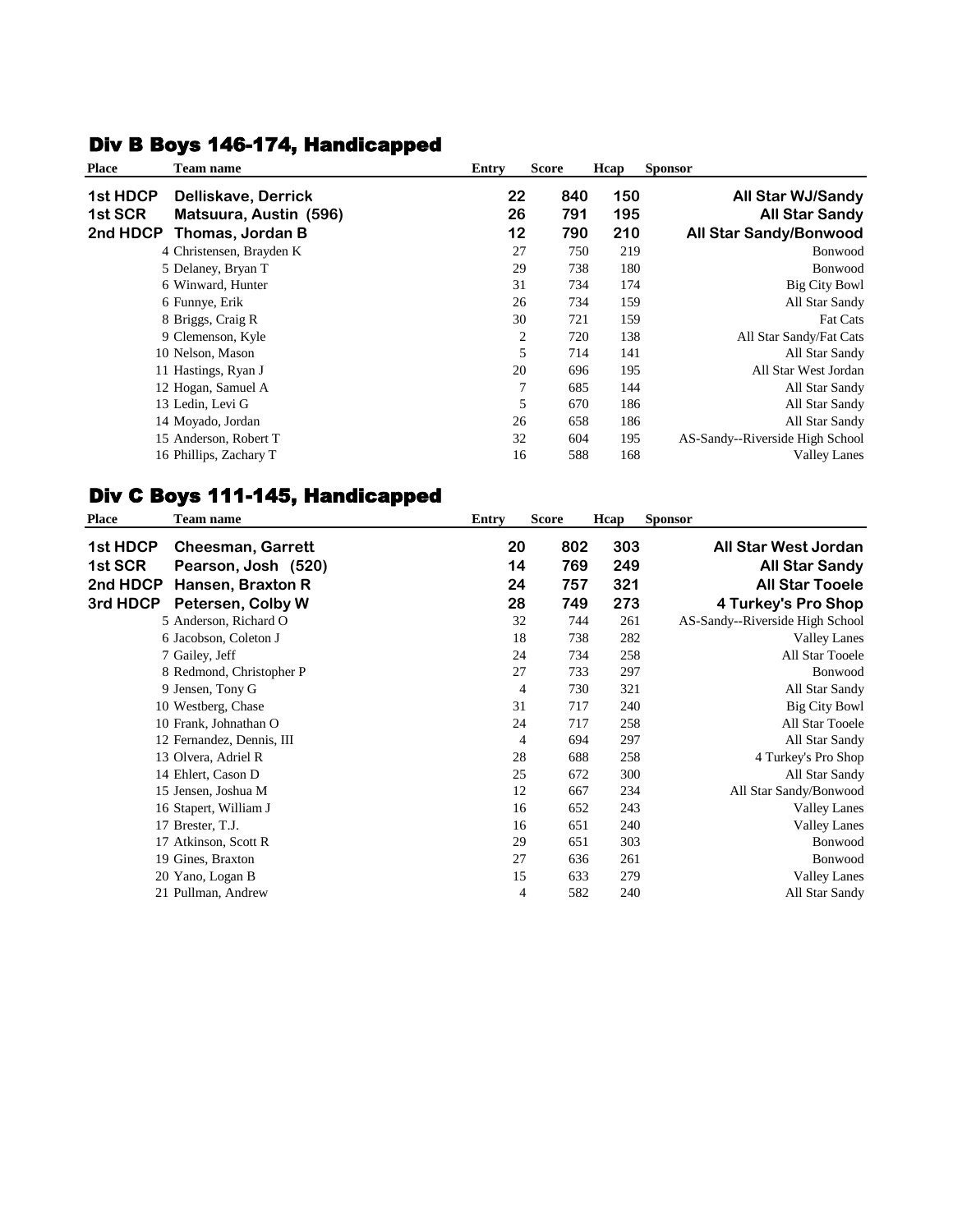## Div B Boys 146-174, Handicapped

| Place | Team name | Entry | Score | Hcap | Sponsor |
|---|---|---|---|---|---|
| **1st HDCP** | **Delliskave, Derrick** | **22** | **840** | **150** | **All Star WJ/Sandy** |
| **1st SCR** | **Matsuura, Austin (596)** | **26** | **791** | **195** | **All Star Sandy** |
| **2nd HDCP** | **Thomas, Jordan B** | **12** | **790** | **210** | **All Star Sandy/Bonwood** |
| 4 | Christensen, Brayden K | 27 | 750 | 219 | Bonwood |
| 5 | Delaney, Bryan T | 29 | 738 | 180 | Bonwood |
| 6 | Winward, Hunter | 31 | 734 | 174 | Big City Bowl |
| 6 | Funnye, Erik | 26 | 734 | 159 | All Star Sandy |
| 8 | Briggs, Craig R | 30 | 721 | 159 | Fat Cats |
| 9 | Clemenson, Kyle | 2 | 720 | 138 | All Star Sandy/Fat Cats |
| 10 | Nelson, Mason | 5 | 714 | 141 | All Star Sandy |
| 11 | Hastings, Ryan J | 20 | 696 | 195 | All Star West Jordan |
| 12 | Hogan, Samuel A | 7 | 685 | 144 | All Star Sandy |
| 13 | Ledin, Levi G | 5 | 670 | 186 | All Star Sandy |
| 14 | Moyado, Jordan | 26 | 658 | 186 | All Star Sandy |
| 15 | Anderson, Robert T | 32 | 604 | 195 | AS-Sandy--Riverside High School |
| 16 | Phillips, Zachary T | 16 | 588 | 168 | Valley Lanes |

## Div C Boys 111-145, Handicapped

| Place | Team name | Entry | Score | Hcap | Sponsor |
|---|---|---|---|---|---|
| **1st HDCP** | **Cheesman, Garrett** | **20** | **802** | **303** | **All Star West Jordan** |
| **1st SCR** | **Pearson, Josh (520)** | **14** | **769** | **249** | **All Star Sandy** |
| **2nd HDCP** | **Hansen, Braxton R** | **24** | **757** | **321** | **All Star Tooele** |
| **3rd HDCP** | **Petersen, Colby W** | **28** | **749** | **273** | **4 Turkey's Pro Shop** |
| 5 | Anderson, Richard O | 32 | 744 | 261 | AS-Sandy--Riverside High School |
| 6 | Jacobson, Coleton J | 18 | 738 | 282 | Valley Lanes |
| 7 | Gailey, Jeff | 24 | 734 | 258 | All Star Tooele |
| 8 | Redmond, Christopher P | 27 | 733 | 297 | Bonwood |
| 9 | Jensen, Tony G | 4 | 730 | 321 | All Star Sandy |
| 10 | Westberg, Chase | 31 | 717 | 240 | Big City Bowl |
| 10 | Frank, Johnathan O | 24 | 717 | 258 | All Star Tooele |
| 12 | Fernandez, Dennis, III | 4 | 694 | 297 | All Star Sandy |
| 13 | Olvera, Adriel R | 28 | 688 | 258 | 4 Turkey's Pro Shop |
| 14 | Ehlert, Cason D | 25 | 672 | 300 | All Star Sandy |
| 15 | Jensen, Joshua M | 12 | 667 | 234 | All Star Sandy/Bonwood |
| 16 | Stapert, William J | 16 | 652 | 243 | Valley Lanes |
| 17 | Brester, T.J. | 16 | 651 | 240 | Valley Lanes |
| 17 | Atkinson, Scott R | 29 | 651 | 303 | Bonwood |
| 19 | Gines, Braxton | 27 | 636 | 261 | Bonwood |
| 20 | Yano, Logan B | 15 | 633 | 279 | Valley Lanes |
| 21 | Pullman, Andrew | 4 | 582 | 240 | All Star Sandy |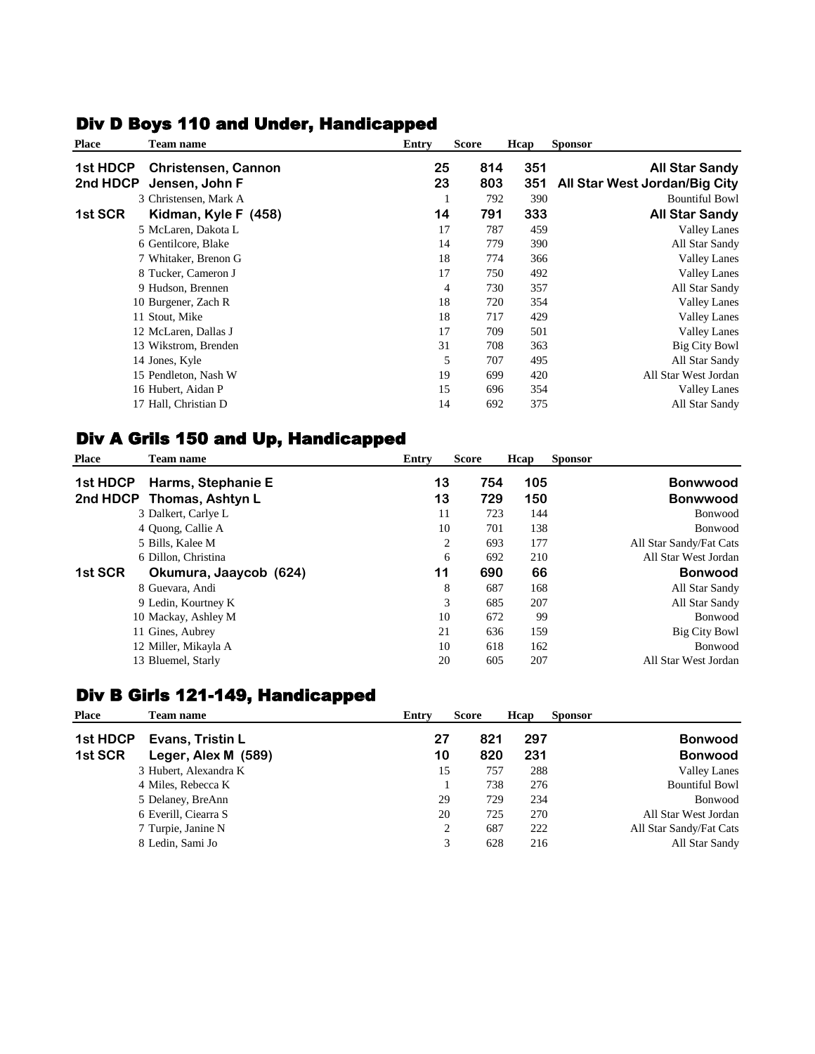## Div D Boys 110 and Under, Handicapped

| Place | Team name | Entry | Score | Hcap | Sponsor |
|---|---|---|---|---|---|
| **1st HDCP** | **Christensen, Cannon** | **25** | **814** | **351** | **All Star Sandy** |
| **2nd HDCP** | **Jensen, John F** | **23** | **803** | **351** | **All Star West Jordan/Big City** |
| 3 | Christensen, Mark A | 1 | 792 | 390 | Bountiful Bowl |
| **1st SCR** | **Kidman, Kyle F (458)** | **14** | **791** | **333** | **All Star Sandy** |
| 5 | McLaren, Dakota L | 17 | 787 | 459 | Valley Lanes |
| 6 | Gentilcore, Blake | 14 | 779 | 390 | All Star Sandy |
| 7 | Whitaker, Brenon G | 18 | 774 | 366 | Valley Lanes |
| 8 | Tucker, Cameron J | 17 | 750 | 492 | Valley Lanes |
| 9 | Hudson, Brennen | 4 | 730 | 357 | All Star Sandy |
| 10 | Burgener, Zach R | 18 | 720 | 354 | Valley Lanes |
| 11 | Stout, Mike | 18 | 717 | 429 | Valley Lanes |
| 12 | McLaren, Dallas J | 17 | 709 | 501 | Valley Lanes |
| 13 | Wikstrom, Brenden | 31 | 708 | 363 | Big City Bowl |
| 14 | Jones, Kyle | 5 | 707 | 495 | All Star Sandy |
| 15 | Pendleton, Nash W | 19 | 699 | 420 | All Star West Jordan |
| 16 | Hubert, Aidan P | 15 | 696 | 354 | Valley Lanes |
| 17 | Hall, Christian D | 14 | 692 | 375 | All Star Sandy |

## Div A Grils 150 and Up, Handicapped

| Place | Team name | Entry | Score | Hcap | Sponsor |
|---|---|---|---|---|---|
| **1st HDCP** | **Harms, Stephanie E** | **13** | **754** | **105** | **Bonwwood** |
| **2nd HDCP** | **Thomas, Ashtyn L** | **13** | **729** | **150** | **Bonwwood** |
| 3 | Dalkert, Carlye L | 11 | 723 | 144 | Bonwood |
| 4 | Quong, Callie A | 10 | 701 | 138 | Bonwood |
| 5 | Bills, Kalee M | 2 | 693 | 177 | All Star Sandy/Fat Cats |
| 6 | Dillon, Christina | 6 | 692 | 210 | All Star West Jordan |
| **1st SCR** | **Okumura, Jaaycob (624)** | **11** | **690** | **66** | **Bonwood** |
| 8 | Guevara, Andi | 8 | 687 | 168 | All Star Sandy |
| 9 | Ledin, Kourtney K | 3 | 685 | 207 | All Star Sandy |
| 10 | Mackay, Ashley M | 10 | 672 | 99 | Bonwood |
| 11 | Gines, Aubrey | 21 | 636 | 159 | Big City Bowl |
| 12 | Miller, Mikayla A | 10 | 618 | 162 | Bonwood |
| 13 | Bluemel, Starly | 20 | 605 | 207 | All Star West Jordan |

## Div B Girls 121-149, Handicapped

| Place | Team name | Entry | Score | Hcap | Sponsor |
|---|---|---|---|---|---|
| **1st HDCP** | **Evans, Tristin L** | **27** | **821** | **297** | **Bonwood** |
| **1st SCR** | **Leger, Alex M (589)** | **10** | **820** | **231** | **Bonwood** |
| 3 | Hubert, Alexandra K | 15 | 757 | 288 | Valley Lanes |
| 4 | Miles, Rebecca K | 1 | 738 | 276 | Bountiful Bowl |
| 5 | Delaney, BreAnn | 29 | 729 | 234 | Bonwood |
| 6 | Everill, Ciearra S | 20 | 725 | 270 | All Star West Jordan |
| 7 | Turpie, Janine N | 2 | 687 | 222 | All Star Sandy/Fat Cats |
| 8 | Ledin, Sami Jo | 3 | 628 | 216 | All Star Sandy |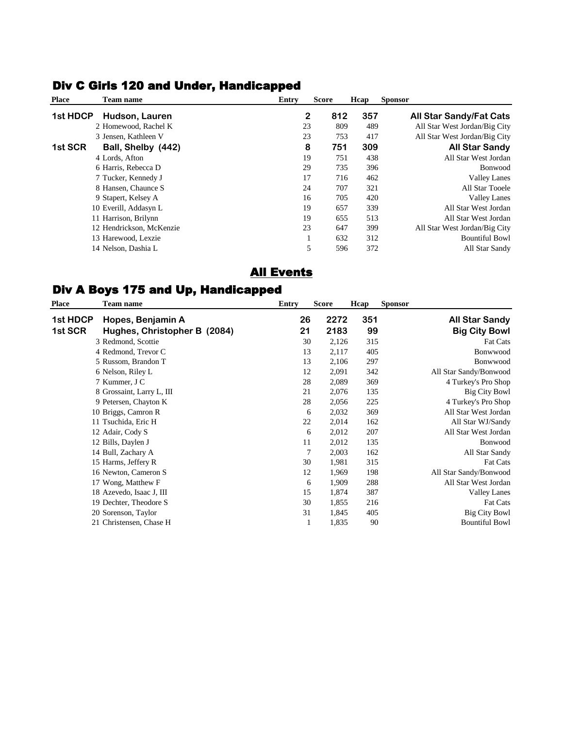## Div C Girls 120 and Under, Handicapped

| Place | Team name | Entry | Score | Hcap | Sponsor |
|---|---|---|---|---|---|
| **1st HDCP** | **Hudson, Lauren** | **2** | **812** | **357** | **All Star Sandy/Fat Cats** |
| | 2 Homewood, Rachel K | 23 | 809 | 489 | All Star West Jordan/Big City |
| | 3 Jensen, Kathleen V | 23 | 753 | 417 | All Star West Jordan/Big City |
| **1st SCR** | **Ball, Shelby (442)** | **8** | **751** | **309** | **All Star Sandy** |
| | 4 Lords, Afton | 19 | 751 | 438 | All Star West Jordan |
| | 6 Harris, Rebecca D | 29 | 735 | 396 | Bonwood |
| | 7 Tucker, Kennedy J | 17 | 716 | 462 | Valley Lanes |
| | 8 Hansen, Chaunce S | 24 | 707 | 321 | All Star Tooele |
| | 9 Stapert, Kelsey A | 16 | 705 | 420 | Valley Lanes |
| | 10 Everill, Addasyn L | 19 | 657 | 339 | All Star West Jordan |
| | 11 Harrison, Brilynn | 19 | 655 | 513 | All Star West Jordan |
| | 12 Hendrickson, McKenzie | 23 | 647 | 399 | All Star West Jordan/Big City |
| | 13 Harewood, Lexzie | 1 | 632 | 312 | Bountiful Bowl |
| | 14 Nelson, Dashia L | 5 | 596 | 372 | All Star Sandy |

# All Events

## Div A Boys 175 and Up, Handicapped

| Place | Team name | Entry | Score | Hcap | Sponsor |
|---|---|---|---|---|---|
| **1st HDCP** | **Hopes, Benjamin A** | **26** | **2272** | **351** | **All Star Sandy** |
| **1st SCR** | **Hughes, Christopher B (2084)** | **21** | **2183** | **99** | **Big City Bowl** |
| | 3 Redmond, Scottie | 30 | 2,126 | 315 | Fat Cats |
| | 4 Redmond, Trevor C | 13 | 2,117 | 405 | Bonwwood |
| | 5 Russom, Brandon T | 13 | 2,106 | 297 | Bonwwood |
| | 6 Nelson, Riley L | 12 | 2,091 | 342 | All Star Sandy/Bonwood |
| | 7 Kummer, J C | 28 | 2,089 | 369 | 4 Turkey's Pro Shop |
| | 8 Grossaint, Larry L, III | 21 | 2,076 | 135 | Big City Bowl |
| | 9 Petersen, Chayton K | 28 | 2,056 | 225 | 4 Turkey's Pro Shop |
| | 10 Briggs, Camron R | 6 | 2,032 | 369 | All Star West Jordan |
| | 11 Tsuchida, Eric H | 22 | 2,014 | 162 | All Star WJ/Sandy |
| | 12 Adair, Cody S | 6 | 2,012 | 207 | All Star West Jordan |
| | 12 Bills, Daylen J | 11 | 2,012 | 135 | Bonwood |
| | 14 Bull, Zachary A | 7 | 2,003 | 162 | All Star Sandy |
| | 15 Harms, Jeffery R | 30 | 1,981 | 315 | Fat Cats |
| | 16 Newton, Cameron S | 12 | 1,969 | 198 | All Star Sandy/Bonwood |
| | 17 Wong, Matthew F | 6 | 1,909 | 288 | All Star West Jordan |
| | 18 Azevedo, Isaac J, III | 15 | 1,874 | 387 | Valley Lanes |
| | 19 Dechter, Theodore S | 30 | 1,855 | 216 | Fat Cats |
| | 20 Sorenson, Taylor | 31 | 1,845 | 405 | Big City Bowl |
| | 21 Christensen, Chase H | 1 | 1,835 | 90 | Bountiful Bowl |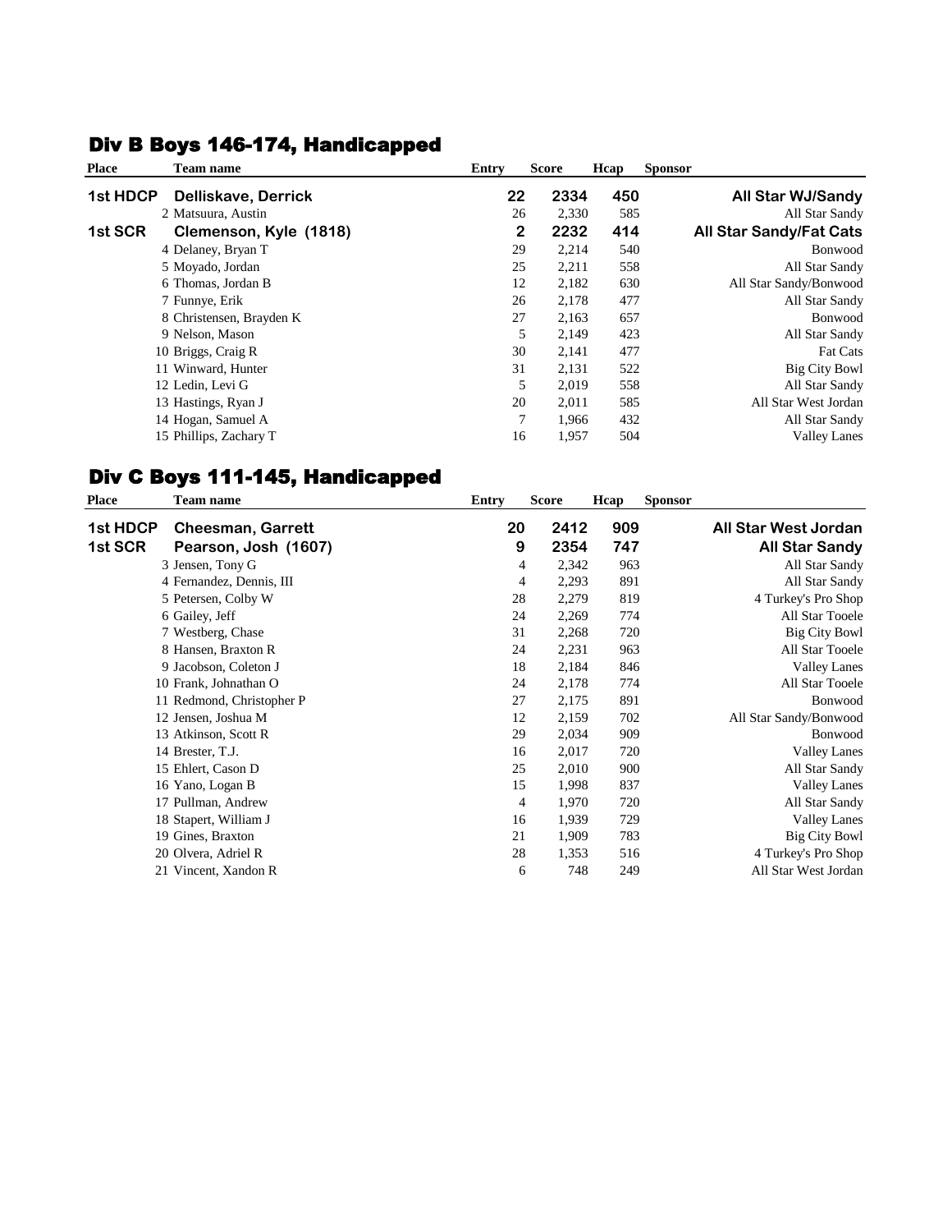## Div B Boys 146-174, Handicapped

| Place | Team name | Entry | Score | Hcap | Sponsor |
|---|---|---|---|---|---|
| **1st HDCP** | **Delliskave, Derrick** | **22** | **2334** | **450** | **All Star WJ/Sandy** |
| 2 | Matsuura, Austin | 26 | 2,330 | 585 | All Star Sandy |
| **1st SCR** | **Clemenson, Kyle (1818)** | **2** | **2232** | **414** | **All Star Sandy/Fat Cats** |
| 4 | Delaney, Bryan T | 29 | 2,214 | 540 | Bonwood |
| 5 | Moyado, Jordan | 25 | 2,211 | 558 | All Star Sandy |
| 6 | Thomas, Jordan B | 12 | 2,182 | 630 | All Star Sandy/Bonwood |
| 7 | Funnye, Erik | 26 | 2,178 | 477 | All Star Sandy |
| 8 | Christensen, Brayden K | 27 | 2,163 | 657 | Bonwood |
| 9 | Nelson, Mason | 5 | 2,149 | 423 | All Star Sandy |
| 10 | Briggs, Craig R | 30 | 2,141 | 477 | Fat Cats |
| 11 | Winward, Hunter | 31 | 2,131 | 522 | Big City Bowl |
| 12 | Ledin, Levi G | 5 | 2,019 | 558 | All Star Sandy |
| 13 | Hastings, Ryan J | 20 | 2,011 | 585 | All Star West Jordan |
| 14 | Hogan, Samuel A | 7 | 1,966 | 432 | All Star Sandy |
| 15 | Phillips, Zachary T | 16 | 1,957 | 504 | Valley Lanes |

## Div C Boys 111-145, Handicapped

| Place | Team name | Entry | Score | Hcap | Sponsor |
|---|---|---|---|---|---|
| **1st HDCP** | **Cheesman, Garrett** | **20** | **2412** | **909** | **All Star West Jordan** |
| **1st SCR** | **Pearson, Josh (1607)** | **9** | **2354** | **747** | **All Star Sandy** |
| 3 | Jensen, Tony G | 4 | 2,342 | 963 | All Star Sandy |
| 4 | Fernandez, Dennis, III | 4 | 2,293 | 891 | All Star Sandy |
| 5 | Petersen, Colby W | 28 | 2,279 | 819 | 4 Turkey's Pro Shop |
| 6 | Gailey, Jeff | 24 | 2,269 | 774 | All Star Tooele |
| 7 | Westberg, Chase | 31 | 2,268 | 720 | Big City Bowl |
| 8 | Hansen, Braxton R | 24 | 2,231 | 963 | All Star Tooele |
| 9 | Jacobson, Coleton J | 18 | 2,184 | 846 | Valley Lanes |
| 10 | Frank, Johnathan O | 24 | 2,178 | 774 | All Star Tooele |
| 11 | Redmond, Christopher P | 27 | 2,175 | 891 | Bonwood |
| 12 | Jensen, Joshua M | 12 | 2,159 | 702 | All Star Sandy/Bonwood |
| 13 | Atkinson, Scott R | 29 | 2,034 | 909 | Bonwood |
| 14 | Brester, T.J. | 16 | 2,017 | 720 | Valley Lanes |
| 15 | Ehlert, Cason D | 25 | 2,010 | 900 | All Star Sandy |
| 16 | Yano, Logan B | 15 | 1,998 | 837 | Valley Lanes |
| 17 | Pullman, Andrew | 4 | 1,970 | 720 | All Star Sandy |
| 18 | Stapert, William J | 16 | 1,939 | 729 | Valley Lanes |
| 19 | Gines, Braxton | 21 | 1,909 | 783 | Big City Bowl |
| 20 | Olvera, Adriel R | 28 | 1,353 | 516 | 4 Turkey's Pro Shop |
| 21 | Vincent, Xandon R | 6 | 748 | 249 | All Star West Jordan |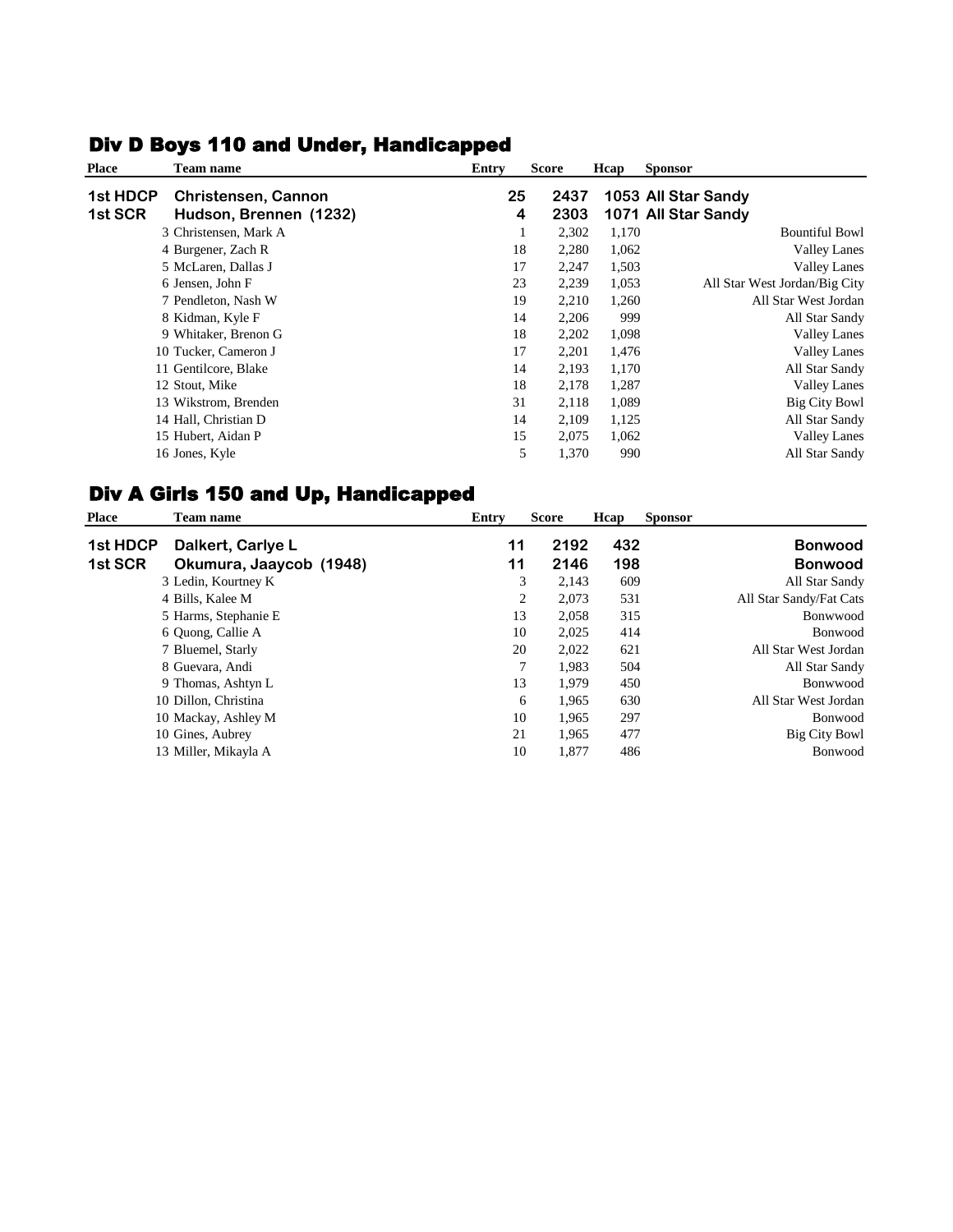## Div D Boys 110 and Under, Handicapped

| Place | Team name | Entry | Score | Hcap | Sponsor |
|---|---|---|---|---|---|
| **1st HDCP** | **Christensen, Cannon** | **25** | **2437** | **1053** | **All Star Sandy** |
| **1st SCR** | **Hudson, Brennen (1232)** | **4** | **2303** | **1071** | **All Star Sandy** |
| 3 | Christensen, Mark A | 1 | 2,302 | 1,170 | Bountiful Bowl |
| 4 | Burgener, Zach R | 18 | 2,280 | 1,062 | Valley Lanes |
| 5 | McLaren, Dallas J | 17 | 2,247 | 1,503 | Valley Lanes |
| 6 | Jensen, John F | 23 | 2,239 | 1,053 | All Star West Jordan/Big City |
| 7 | Pendleton, Nash W | 19 | 2,210 | 1,260 | All Star West Jordan |
| 8 | Kidman, Kyle F | 14 | 2,206 | 999 | All Star Sandy |
| 9 | Whitaker, Brenon G | 18 | 2,202 | 1,098 | Valley Lanes |
| 10 | Tucker, Cameron J | 17 | 2,201 | 1,476 | Valley Lanes |
| 11 | Gentilcore, Blake | 14 | 2,193 | 1,170 | All Star Sandy |
| 12 | Stout, Mike | 18 | 2,178 | 1,287 | Valley Lanes |
| 13 | Wikstrom, Brenden | 31 | 2,118 | 1,089 | Big City Bowl |
| 14 | Hall, Christian D | 14 | 2,109 | 1,125 | All Star Sandy |
| 15 | Hubert, Aidan P | 15 | 2,075 | 1,062 | Valley Lanes |
| 16 | Jones, Kyle | 5 | 1,370 | 990 | All Star Sandy |

## Div A Girls 150 and Up, Handicapped

| Place | Team name | Entry | Score | Hcap | Sponsor |
|---|---|---|---|---|---|
| **1st HDCP** | **Dalkert, Carlye L** | **11** | **2192** | **432** | **Bonwood** |
| **1st SCR** | **Okumura, Jaaycob (1948)** | **11** | **2146** | **198** | **Bonwood** |
| 3 | Ledin, Kourtney K | 3 | 2,143 | 609 | All Star Sandy |
| 4 | Bills, Kalee M | 2 | 2,073 | 531 | All Star Sandy/Fat Cats |
| 5 | Harms, Stephanie E | 13 | 2,058 | 315 | Bonwwood |
| 6 | Quong, Callie A | 10 | 2,025 | 414 | Bonwood |
| 7 | Bluemel, Starly | 20 | 2,022 | 621 | All Star West Jordan |
| 8 | Guevara, Andi | 7 | 1,983 | 504 | All Star Sandy |
| 9 | Thomas, Ashtyn L | 13 | 1,979 | 450 | Bonwwood |
| 10 | Dillon, Christina | 6 | 1,965 | 630 | All Star West Jordan |
| 10 | Mackay, Ashley M | 10 | 1,965 | 297 | Bonwood |
| 10 | Gines, Aubrey | 21 | 1,965 | 477 | Big City Bowl |
| 13 | Miller, Mikayla A | 10 | 1,877 | 486 | Bonwood |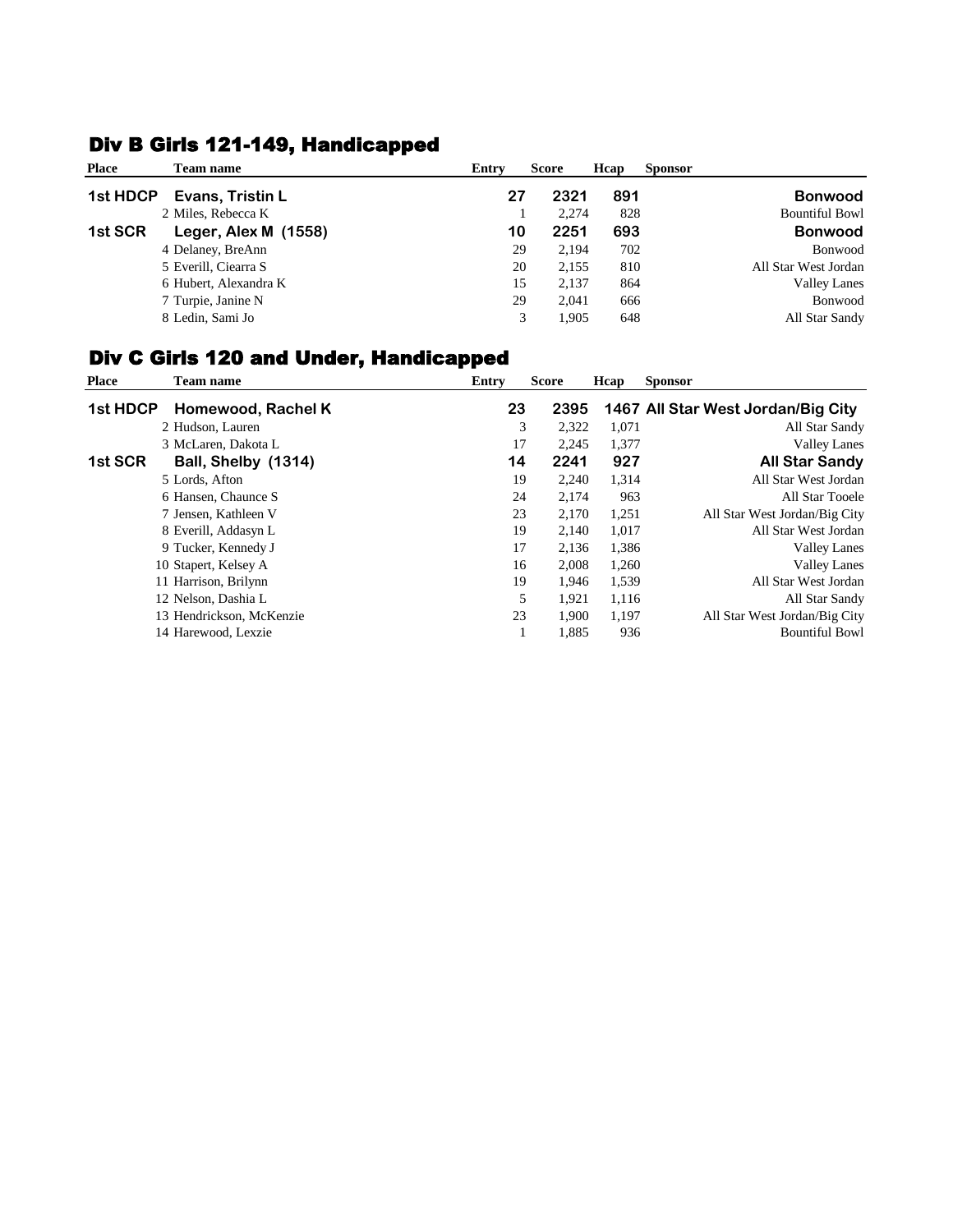## Div B Girls 121-149, Handicapped

| Place | Team name | Entry | Score | Hcap | Sponsor |
|---|---|---|---|---|---|
| **1st HDCP** | **Evans, Tristin L** | **27** | **2321** | **891** | **Bonwood** |
| | 2 Miles, Rebecca K | 1 | 2,274 | 828 | Bountiful Bowl |
| **1st SCR** | **Leger, Alex M (1558)** | **10** | **2251** | **693** | **Bonwood** |
| | 4 Delaney, BreAnn | 29 | 2,194 | 702 | Bonwood |
| | 5 Everill, Ciearra S | 20 | 2,155 | 810 | All Star West Jordan |
| | 6 Hubert, Alexandra K | 15 | 2,137 | 864 | Valley Lanes |
| | 7 Turpie, Janine N | 29 | 2,041 | 666 | Bonwood |
| | 8 Ledin, Sami Jo | 3 | 1,905 | 648 | All Star Sandy |

## Div C Girls 120 and Under, Handicapped

| Place | Team name | Entry | Score | Hcap | Sponsor |
|---|---|---|---|---|---|
| **1st HDCP** | **Homewood, Rachel K** | **23** | **2395** | **1467** | **All Star West Jordan/Big City** |
| | 2 Hudson, Lauren | 3 | 2,322 | 1,071 | All Star Sandy |
| | 3 McLaren, Dakota L | 17 | 2,245 | 1,377 | Valley Lanes |
| **1st SCR** | **Ball, Shelby (1314)** | **14** | **2241** | **927** | **All Star Sandy** |
| | 5 Lords, Afton | 19 | 2,240 | 1,314 | All Star West Jordan |
| | 6 Hansen, Chaunce S | 24 | 2,174 | 963 | All Star Tooele |
| | 7 Jensen, Kathleen V | 23 | 2,170 | 1,251 | All Star West Jordan/Big City |
| | 8 Everill, Addasyn L | 19 | 2,140 | 1,017 | All Star West Jordan |
| | 9 Tucker, Kennedy J | 17 | 2,136 | 1,386 | Valley Lanes |
| | 10 Stapert, Kelsey A | 16 | 2,008 | 1,260 | Valley Lanes |
| | 11 Harrison, Brilynn | 19 | 1,946 | 1,539 | All Star West Jordan |
| | 12 Nelson, Dashia L | 5 | 1,921 | 1,116 | All Star Sandy |
| | 13 Hendrickson, McKenzie | 23 | 1,900 | 1,197 | All Star West Jordan/Big City |
| | 14 Harewood, Lexzie | 1 | 1,885 | 936 | Bountiful Bowl |